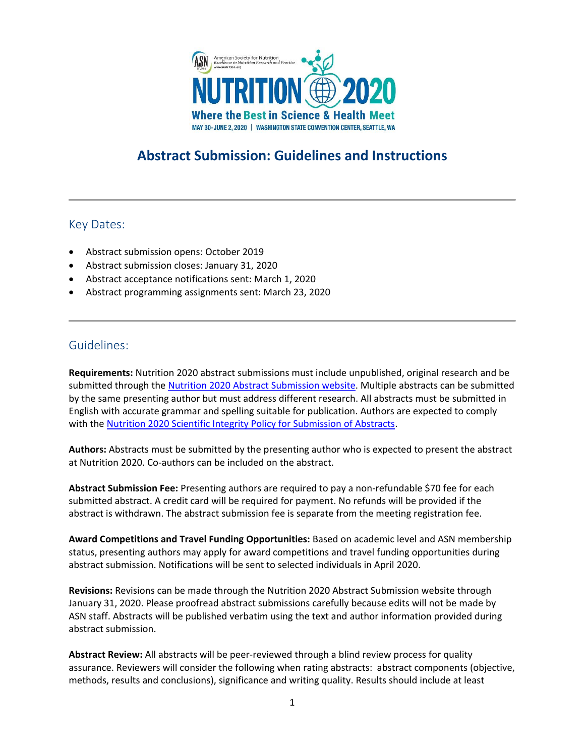American Society for Nutrition
*Excellence in Nutrition Research and Practice*

# NUTRITION 2020

**Where the Best in Science & Health Meet**

MAY 30-JUNE 2, 2020 | WASHINGTON STATE CONVENTION CENTER, SEATTLE, WA

# Abstract Submission: Guidelines and Instructions

---

## Key Dates:

- Abstract submission opens: October 2019
- Abstract submission closes: January 31, 2020
- Abstract acceptance notifications sent: March 1, 2020
- Abstract programming assignments sent: March 23, 2020

---

## Guidelines:

**Requirements:** Nutrition 2020 abstract submissions must include unpublished, original research and be submitted through the Nutrition 2020 Abstract Submission website. Multiple abstracts can be submitted by the same presenting author but must address different research. All abstracts must be submitted in English with accurate grammar and spelling suitable for publication. Authors are expected to comply with the Nutrition 2020 Scientific Integrity Policy for Submission of Abstracts.

**Authors:** Abstracts must be submitted by the presenting author who is expected to present the abstract at Nutrition 2020. Co-authors can be included on the abstract.

**Abstract Submission Fee:** Presenting authors are required to pay a non-refundable $70 fee for each submitted abstract. A credit card will be required for payment. No refunds will be provided if the abstract is withdrawn. The abstract submission fee is separate from the meeting registration fee.

**Award Competitions and Travel Funding Opportunities:** Based on academic level and ASN membership status, presenting authors may apply for award competitions and travel funding opportunities during abstract submission. Notifications will be sent to selected individuals in April 2020.

**Revisions:** Revisions can be made through the Nutrition 2020 Abstract Submission website through January 31, 2020. Please proofread abstract submissions carefully because edits will not be made by ASN staff. Abstracts will be published verbatim using the text and author information provided during abstract submission.

**Abstract Review:** All abstracts will be peer-reviewed through a blind review process for quality assurance. Reviewers will consider the following when rating abstracts: abstract components (objective, methods, results and conclusions), significance and writing quality. Results should include at least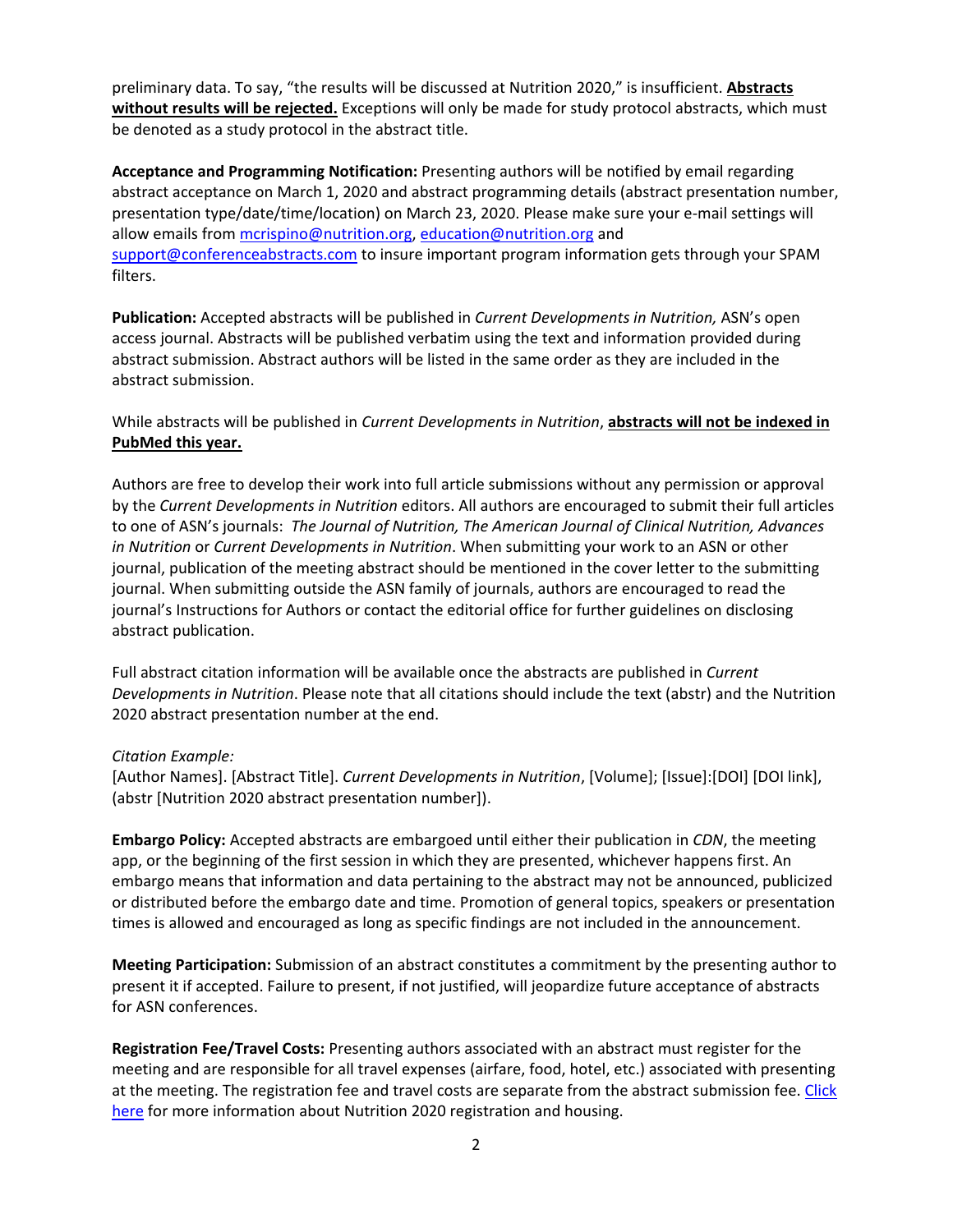preliminary data. To say, "the results will be discussed at Nutrition 2020," is insufficient. **Abstracts without results will be rejected.** Exceptions will only be made for study protocol abstracts, which must be denoted as a study protocol in the abstract title.

**Acceptance and Programming Notification:** Presenting authors will be notified by email regarding abstract acceptance on March 1, 2020 and abstract programming details (abstract presentation number, presentation type/date/time/location) on March 23, 2020. Please make sure your e-mail settings will allow emails from mcrispino@nutrition.org, education@nutrition.org and support@conferenceabstracts.com to insure important program information gets through your SPAM filters.

**Publication:** Accepted abstracts will be published in *Current Developments in Nutrition,* ASN's open access journal. Abstracts will be published verbatim using the text and information provided during abstract submission. Abstract authors will be listed in the same order as they are included in the abstract submission.

While abstracts will be published in *Current Developments in Nutrition*, **abstracts will not be indexed in PubMed this year.**

Authors are free to develop their work into full article submissions without any permission or approval by the *Current Developments in Nutrition* editors. All authors are encouraged to submit their full articles to one of ASN's journals: *The Journal of Nutrition, The American Journal of Clinical Nutrition, Advances in Nutrition* or *Current Developments in Nutrition*. When submitting your work to an ASN or other journal, publication of the meeting abstract should be mentioned in the cover letter to the submitting journal. When submitting outside the ASN family of journals, authors are encouraged to read the journal's Instructions for Authors or contact the editorial office for further guidelines on disclosing abstract publication.

Full abstract citation information will be available once the abstracts are published in *Current Developments in Nutrition*. Please note that all citations should include the text (abstr) and the Nutrition 2020 abstract presentation number at the end.

*Citation Example:*
[Author Names]. [Abstract Title]. *Current Developments in Nutrition*, [Volume]; [Issue]:[DOI] [DOI link], (abstr [Nutrition 2020 abstract presentation number]).

**Embargo Policy:** Accepted abstracts are embargoed until either their publication in *CDN*, the meeting app, or the beginning of the first session in which they are presented, whichever happens first. An embargo means that information and data pertaining to the abstract may not be announced, publicized or distributed before the embargo date and time. Promotion of general topics, speakers or presentation times is allowed and encouraged as long as specific findings are not included in the announcement.

**Meeting Participation:** Submission of an abstract constitutes a commitment by the presenting author to present it if accepted. Failure to present, if not justified, will jeopardize future acceptance of abstracts for ASN conferences.

**Registration Fee/Travel Costs:** Presenting authors associated with an abstract must register for the meeting and are responsible for all travel expenses (airfare, food, hotel, etc.) associated with presenting at the meeting. The registration fee and travel costs are separate from the abstract submission fee. Click here for more information about Nutrition 2020 registration and housing.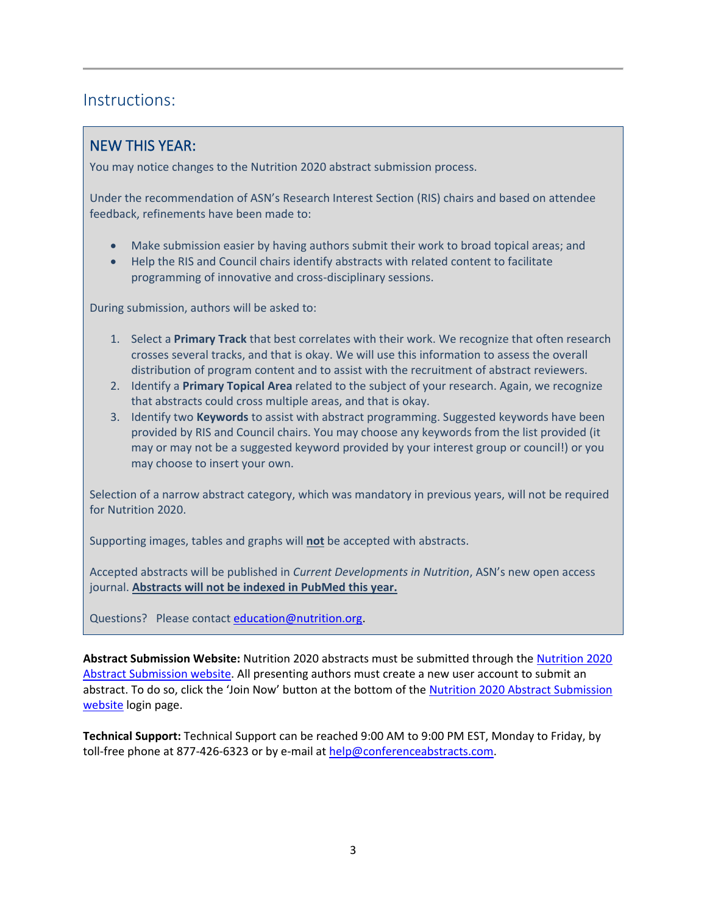## Instructions:

### NEW THIS YEAR:

You may notice changes to the Nutrition 2020 abstract submission process.

Under the recommendation of ASN's Research Interest Section (RIS) chairs and based on attendee feedback, refinements have been made to:

- Make submission easier by having authors submit their work to broad topical areas; and
- Help the RIS and Council chairs identify abstracts with related content to facilitate programming of innovative and cross-disciplinary sessions.

During submission, authors will be asked to:

1. Select a **Primary Track** that best correlates with their work. We recognize that often research crosses several tracks, and that is okay. We will use this information to assess the overall distribution of program content and to assist with the recruitment of abstract reviewers.
2. Identify a **Primary Topical Area** related to the subject of your research. Again, we recognize that abstracts could cross multiple areas, and that is okay.
3. Identify two **Keywords** to assist with abstract programming. Suggested keywords have been provided by RIS and Council chairs. You may choose any keywords from the list provided (it may or may not be a suggested keyword provided by your interest group or council!) or you may choose to insert your own.

Selection of a narrow abstract category, which was mandatory in previous years, will not be required for Nutrition 2020.

Supporting images, tables and graphs will **not** be accepted with abstracts.

Accepted abstracts will be published in *Current Developments in Nutrition*, ASN's new open access journal. **Abstracts will not be indexed in PubMed this year.**

Questions? Please contact education@nutrition.org.

**Abstract Submission Website:** Nutrition 2020 abstracts must be submitted through the Nutrition 2020 Abstract Submission website. All presenting authors must create a new user account to submit an abstract. To do so, click the 'Join Now' button at the bottom of the Nutrition 2020 Abstract Submission website login page.

**Technical Support:** Technical Support can be reached 9:00 AM to 9:00 PM EST, Monday to Friday, by toll-free phone at 877-426-6323 or by e-mail at help@conferenceabstracts.com.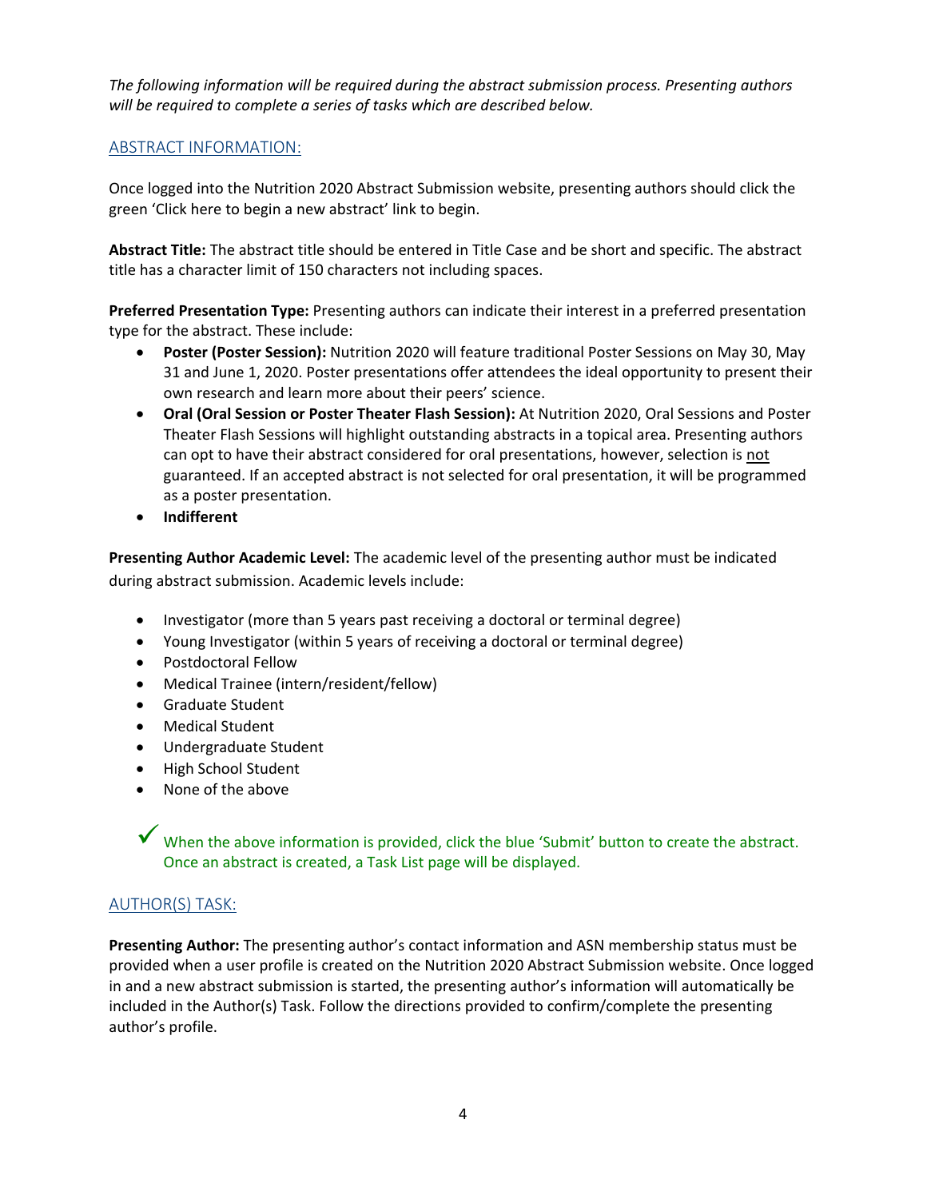*The following information will be required during the abstract submission process. Presenting authors will be required to complete a series of tasks which are described below.*

## ABSTRACT INFORMATION:

Once logged into the Nutrition 2020 Abstract Submission website, presenting authors should click the green 'Click here to begin a new abstract' link to begin.

**Abstract Title:** The abstract title should be entered in Title Case and be short and specific. The abstract title has a character limit of 150 characters not including spaces.

**Preferred Presentation Type:** Presenting authors can indicate their interest in a preferred presentation type for the abstract. These include:

- **Poster (Poster Session):** Nutrition 2020 will feature traditional Poster Sessions on May 30, May 31 and June 1, 2020. Poster presentations offer attendees the ideal opportunity to present their own research and learn more about their peers' science.
- **Oral (Oral Session or Poster Theater Flash Session):** At Nutrition 2020, Oral Sessions and Poster Theater Flash Sessions will highlight outstanding abstracts in a topical area. Presenting authors can opt to have their abstract considered for oral presentations, however, selection is <u>not</u> guaranteed. If an accepted abstract is not selected for oral presentation, it will be programmed as a poster presentation.
- **Indifferent**

**Presenting Author Academic Level:** The academic level of the presenting author must be indicated during abstract submission. Academic levels include:

- Investigator (more than 5 years past receiving a doctoral or terminal degree)
- Young Investigator (within 5 years of receiving a doctoral or terminal degree)
- Postdoctoral Fellow
- Medical Trainee (intern/resident/fellow)
- Graduate Student
- Medical Student
- Undergraduate Student
- High School Student
- None of the above

✓ When the above information is provided, click the blue 'Submit' button to create the abstract. Once an abstract is created, a Task List page will be displayed.

## AUTHOR(S) TASK:

**Presenting Author:** The presenting author's contact information and ASN membership status must be provided when a user profile is created on the Nutrition 2020 Abstract Submission website. Once logged in and a new abstract submission is started, the presenting author's information will automatically be included in the Author(s) Task. Follow the directions provided to confirm/complete the presenting author's profile.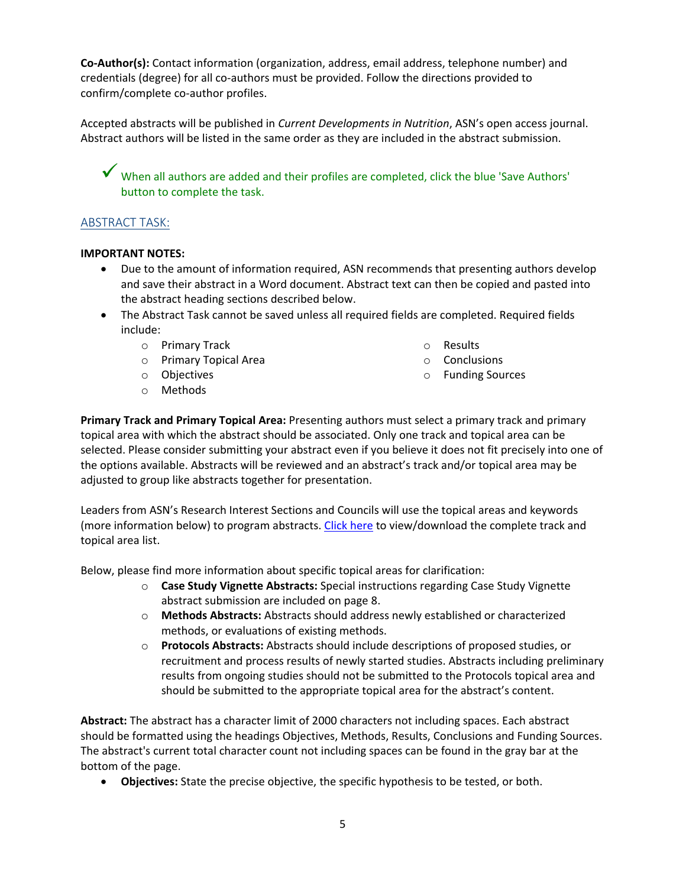**Co-Author(s):** Contact information (organization, address, email address, telephone number) and credentials (degree) for all co-authors must be provided. Follow the directions provided to confirm/complete co-author profiles.

Accepted abstracts will be published in *Current Developments in Nutrition*, ASN's open access journal. Abstract authors will be listed in the same order as they are included in the abstract submission.

✓ When all authors are added and their profiles are completed, click the blue 'Save Authors' button to complete the task.

## ABSTRACT TASK:

**IMPORTANT NOTES:**

- Due to the amount of information required, ASN recommends that presenting authors develop and save their abstract in a Word document. Abstract text can then be copied and pasted into the abstract heading sections described below.
- The Abstract Task cannot be saved unless all required fields are completed. Required fields include:
  - Primary Track
  - Primary Topical Area
  - Objectives
  - Methods
  - Results
  - Conclusions
  - Funding Sources

**Primary Track and Primary Topical Area:** Presenting authors must select a primary track and primary topical area with which the abstract should be associated. Only one track and topical area can be selected. Please consider submitting your abstract even if you believe it does not fit precisely into one of the options available. Abstracts will be reviewed and an abstract's track and/or topical area may be adjusted to group like abstracts together for presentation.

Leaders from ASN's Research Interest Sections and Councils will use the topical areas and keywords (more information below) to program abstracts. Click here to view/download the complete track and topical area list.

Below, please find more information about specific topical areas for clarification:

- **Case Study Vignette Abstracts:** Special instructions regarding Case Study Vignette abstract submission are included on page 8.
- **Methods Abstracts:** Abstracts should address newly established or characterized methods, or evaluations of existing methods.
- **Protocols Abstracts:** Abstracts should include descriptions of proposed studies, or recruitment and process results of newly started studies. Abstracts including preliminary results from ongoing studies should not be submitted to the Protocols topical area and should be submitted to the appropriate topical area for the abstract's content.

**Abstract:** The abstract has a character limit of 2000 characters not including spaces. Each abstract should be formatted using the headings Objectives, Methods, Results, Conclusions and Funding Sources. The abstract's current total character count not including spaces can be found in the gray bar at the bottom of the page.

- **Objectives:** State the precise objective, the specific hypothesis to be tested, or both.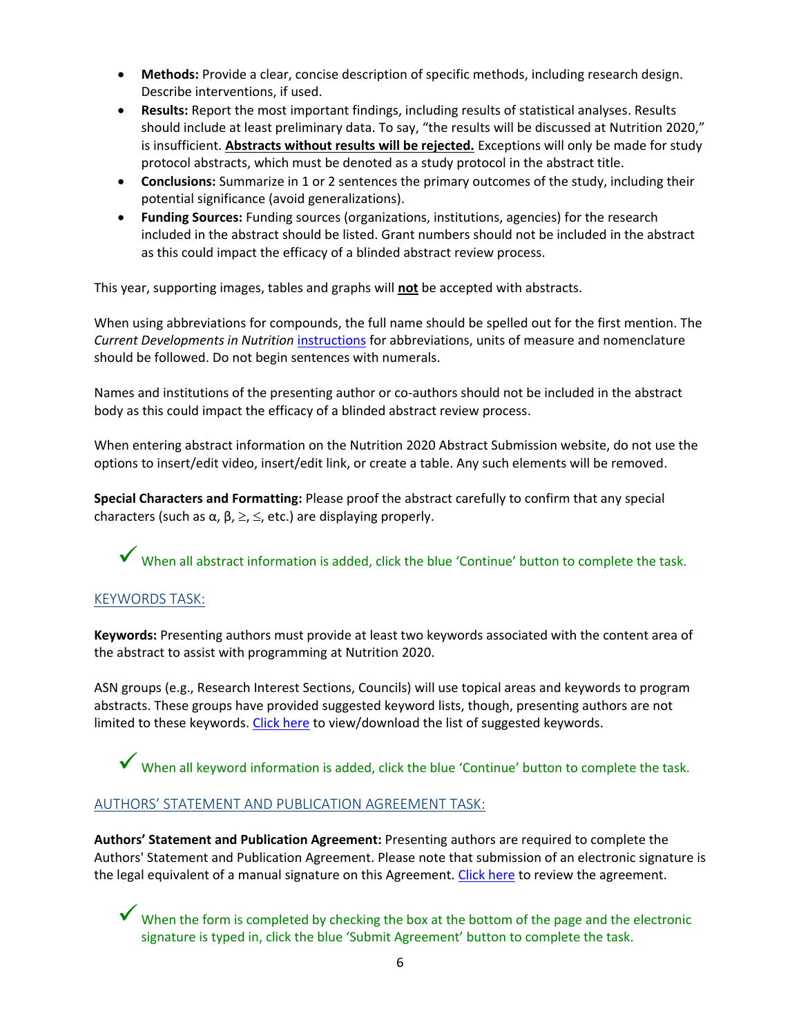- **Methods:** Provide a clear, concise description of specific methods, including research design. Describe interventions, if used.
- **Results:** Report the most important findings, including results of statistical analyses. Results should include at least preliminary data. To say, "the results will be discussed at Nutrition 2020," is insufficient. **Abstracts without results will be rejected.** Exceptions will only be made for study protocol abstracts, which must be denoted as a study protocol in the abstract title.
- **Conclusions:** Summarize in 1 or 2 sentences the primary outcomes of the study, including their potential significance (avoid generalizations).
- **Funding Sources:** Funding sources (organizations, institutions, agencies) for the research included in the abstract should be listed. Grant numbers should not be included in the abstract as this could impact the efficacy of a blinded abstract review process.

This year, supporting images, tables and graphs will **not** be accepted with abstracts.

When using abbreviations for compounds, the full name should be spelled out for the first mention. The *Current Developments in Nutrition* instructions for abbreviations, units of measure and nomenclature should be followed. Do not begin sentences with numerals.

Names and institutions of the presenting author or co-authors should not be included in the abstract body as this could impact the efficacy of a blinded abstract review process.

When entering abstract information on the Nutrition 2020 Abstract Submission website, do not use the options to insert/edit video, insert/edit link, or create a table. Any such elements will be removed.

**Special Characters and Formatting:** Please proof the abstract carefully to confirm that any special characters (such as α, β, ≥, ≤, etc.) are displaying properly.

✓ When all abstract information is added, click the blue 'Continue' button to complete the task.

## KEYWORDS TASK:

**Keywords:** Presenting authors must provide at least two keywords associated with the content area of the abstract to assist with programming at Nutrition 2020.

ASN groups (e.g., Research Interest Sections, Councils) will use topical areas and keywords to program abstracts. These groups have provided suggested keyword lists, though, presenting authors are not limited to these keywords. Click here to view/download the list of suggested keywords.

✓ When all keyword information is added, click the blue 'Continue' button to complete the task.

## AUTHORS' STATEMENT AND PUBLICATION AGREEMENT TASK:

**Authors' Statement and Publication Agreement:** Presenting authors are required to complete the Authors' Statement and Publication Agreement. Please note that submission of an electronic signature is the legal equivalent of a manual signature on this Agreement. Click here to review the agreement.

✓ When the form is completed by checking the box at the bottom of the page and the electronic signature is typed in, click the blue 'Submit Agreement' button to complete the task.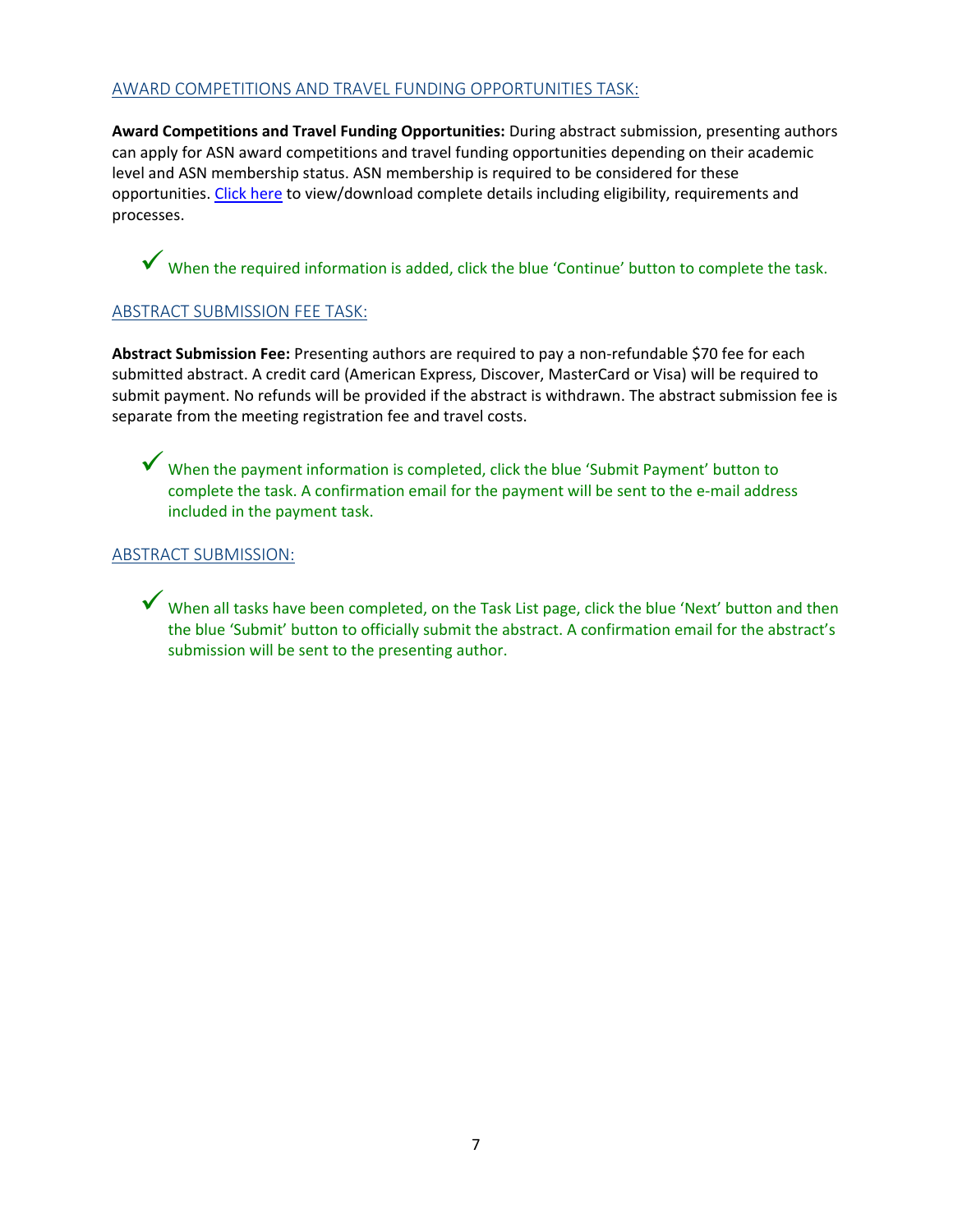## AWARD COMPETITIONS AND TRAVEL FUNDING OPPORTUNITIES TASK:

**Award Competitions and Travel Funding Opportunities:** During abstract submission, presenting authors can apply for ASN award competitions and travel funding opportunities depending on their academic level and ASN membership status. ASN membership is required to be considered for these opportunities. Click here to view/download complete details including eligibility, requirements and processes.

✓ When the required information is added, click the blue 'Continue' button to complete the task.

## ABSTRACT SUBMISSION FEE TASK:

**Abstract Submission Fee:** Presenting authors are required to pay a non-refundable $70 fee for each submitted abstract. A credit card (American Express, Discover, MasterCard or Visa) will be required to submit payment. No refunds will be provided if the abstract is withdrawn. The abstract submission fee is separate from the meeting registration fee and travel costs.

✓ When the payment information is completed, click the blue 'Submit Payment' button to complete the task. A confirmation email for the payment will be sent to the e-mail address included in the payment task.

## ABSTRACT SUBMISSION:

✓ When all tasks have been completed, on the Task List page, click the blue 'Next' button and then the blue 'Submit' button to officially submit the abstract. A confirmation email for the abstract's submission will be sent to the presenting author.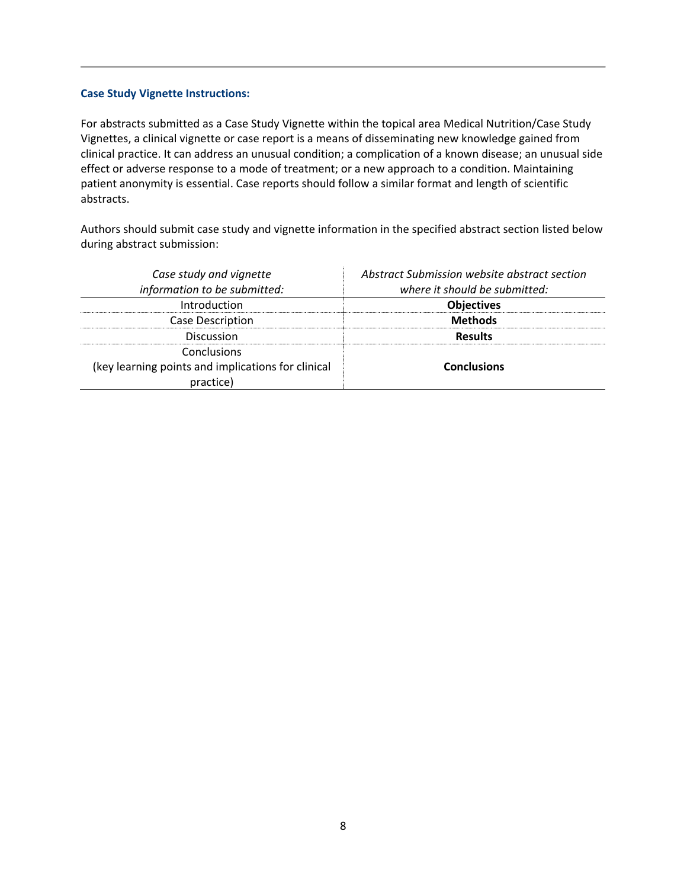### Case Study Vignette Instructions:

For abstracts submitted as a Case Study Vignette within the topical area Medical Nutrition/Case Study Vignettes, a clinical vignette or case report is a means of disseminating new knowledge gained from clinical practice. It can address an unusual condition; a complication of a known disease; an unusual side effect or adverse response to a mode of treatment; or a new approach to a condition. Maintaining patient anonymity is essential. Case reports should follow a similar format and length of scientific abstracts.

Authors should submit case study and vignette information in the specified abstract section listed below during abstract submission:

| *Case study and vignette information to be submitted:* | *Abstract Submission website abstract section where it should be submitted:* |
|---|---|
| Introduction | **Objectives** |
| Case Description | **Methods** |
| Discussion | **Results** |
| Conclusions (key learning points and implications for clinical practice) | **Conclusions** |